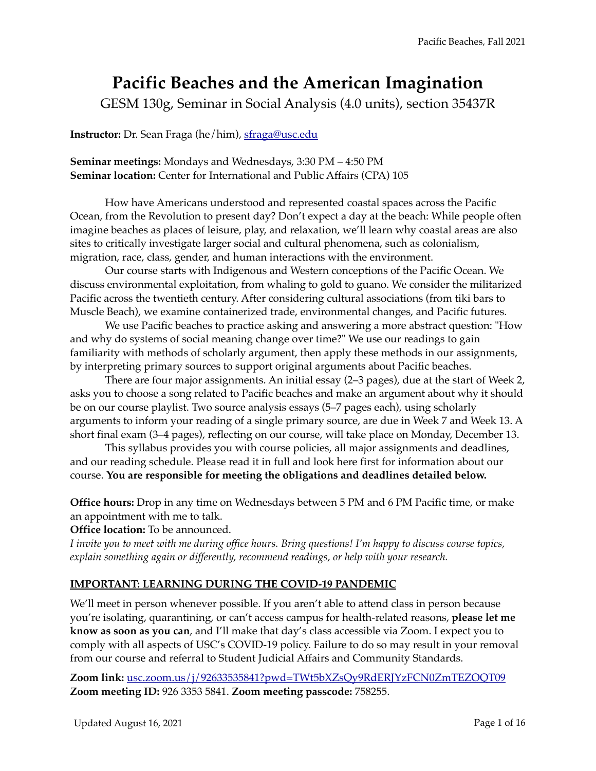# Pacific Beaches and the American Imagination

GESM 130g, Seminar in Social Analysis (4.0 units), section 35437R

**Instructor:** Dr. Sean Fraga (he/him), sfraga@usc.edu

**Seminar meetings:** Mondays and Wednesdays, 3:30 PM – 4:50 PM
**Seminar location:** Center for International and Public Affairs (CPA) 105

How have Americans understood and represented coastal spaces across the Pacific Ocean, from the Revolution to present day? Don't expect a day at the beach: While people often imagine beaches as places of leisure, play, and relaxation, we'll learn why coastal areas are also sites to critically investigate larger social and cultural phenomena, such as colonialism, migration, race, class, gender, and human interactions with the environment.

Our course starts with Indigenous and Western conceptions of the Pacific Ocean. We discuss environmental exploitation, from whaling to gold to guano. We consider the militarized Pacific across the twentieth century. After considering cultural associations (from tiki bars to Muscle Beach), we examine containerized trade, environmental changes, and Pacific futures.

We use Pacific beaches to practice asking and answering a more abstract question: "How and why do systems of social meaning change over time?" We use our readings to gain familiarity with methods of scholarly argument, then apply these methods in our assignments, by interpreting primary sources to support original arguments about Pacific beaches.

There are four major assignments. An initial essay (2–3 pages), due at the start of Week 2, asks you to choose a song related to Pacific beaches and make an argument about why it should be on our course playlist. Two source analysis essays (5–7 pages each), using scholarly arguments to inform your reading of a single primary source, are due in Week 7 and Week 13. A short final exam (3–4 pages), reflecting on our course, will take place on Monday, December 13.

This syllabus provides you with course policies, all major assignments and deadlines, and our reading schedule. Please read it in full and look here first for information about our course. **You are responsible for meeting the obligations and deadlines detailed below.**

**Office hours:** Drop in any time on Wednesdays between 5 PM and 6 PM Pacific time, or make an appointment with me to talk.
**Office location:** To be announced.
*I invite you to meet with me during office hours. Bring questions! I'm happy to discuss course topics, explain something again or differently, recommend readings, or help with your research.*

## IMPORTANT: LEARNING DURING THE COVID-19 PANDEMIC

We'll meet in person whenever possible. If you aren't able to attend class in person because you're isolating, quarantining, or can't access campus for health-related reasons, **please let me know as soon as you can**, and I'll make that day's class accessible via Zoom. I expect you to comply with all aspects of USC's COVID-19 policy. Failure to do so may result in your removal from our course and referral to Student Judicial Affairs and Community Standards.

**Zoom link:** usc.zoom.us/j/92633535841?pwd=TWt5bXZsQy9RdERJYzFCN0ZmTEZOQT09
**Zoom meeting ID:** 926 3353 5841. **Zoom meeting passcode:** 758255.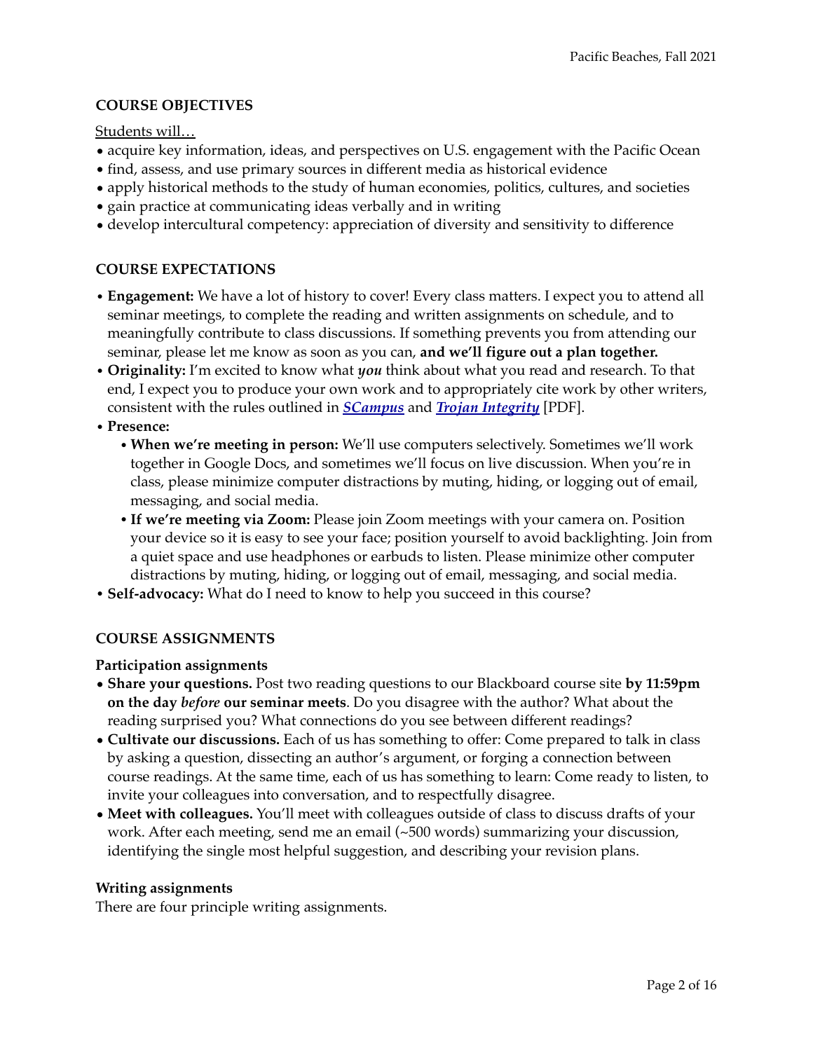## COURSE OBJECTIVES

Students will…

- acquire key information, ideas, and perspectives on U.S. engagement with the Pacific Ocean
- find, assess, and use primary sources in different media as historical evidence
- apply historical methods to the study of human economies, politics, cultures, and societies
- gain practice at communicating ideas verbally and in writing
- develop intercultural competency: appreciation of diversity and sensitivity to difference

## COURSE EXPECTATIONS

- **Engagement:** We have a lot of history to cover! Every class matters. I expect you to attend all seminar meetings, to complete the reading and written assignments on schedule, and to meaningfully contribute to class discussions. If something prevents you from attending our seminar, please let me know as soon as you can, **and we'll figure out a plan together.**
- **Originality:** I'm excited to know what ***you*** think about what you read and research. To that end, I expect you to produce your own work and to appropriately cite work by other writers, consistent with the rules outlined in ***SCampus*** and ***Trojan Integrity*** [PDF].
- **Presence:**
  - **When we're meeting in person:** We'll use computers selectively. Sometimes we'll work together in Google Docs, and sometimes we'll focus on live discussion. When you're in class, please minimize computer distractions by muting, hiding, or logging out of email, messaging, and social media.
  - **If we're meeting via Zoom:** Please join Zoom meetings with your camera on. Position your device so it is easy to see your face; position yourself to avoid backlighting. Join from a quiet space and use headphones or earbuds to listen. Please minimize other computer distractions by muting, hiding, or logging out of email, messaging, and social media.
- **Self-advocacy:** What do I need to know to help you succeed in this course?

## COURSE ASSIGNMENTS

### Participation assignments

- **Share your questions.** Post two reading questions to our Blackboard course site **by 11:59pm on the day *before* our seminar meets**. Do you disagree with the author? What about the reading surprised you? What connections do you see between different readings?
- **Cultivate our discussions.** Each of us has something to offer: Come prepared to talk in class by asking a question, dissecting an author's argument, or forging a connection between course readings. At the same time, each of us has something to learn: Come ready to listen, to invite your colleagues into conversation, and to respectfully disagree.
- **Meet with colleagues.** You'll meet with colleagues outside of class to discuss drafts of your work. After each meeting, send me an email (~500 words) summarizing your discussion, identifying the single most helpful suggestion, and describing your revision plans.

### Writing assignments

There are four principle writing assignments.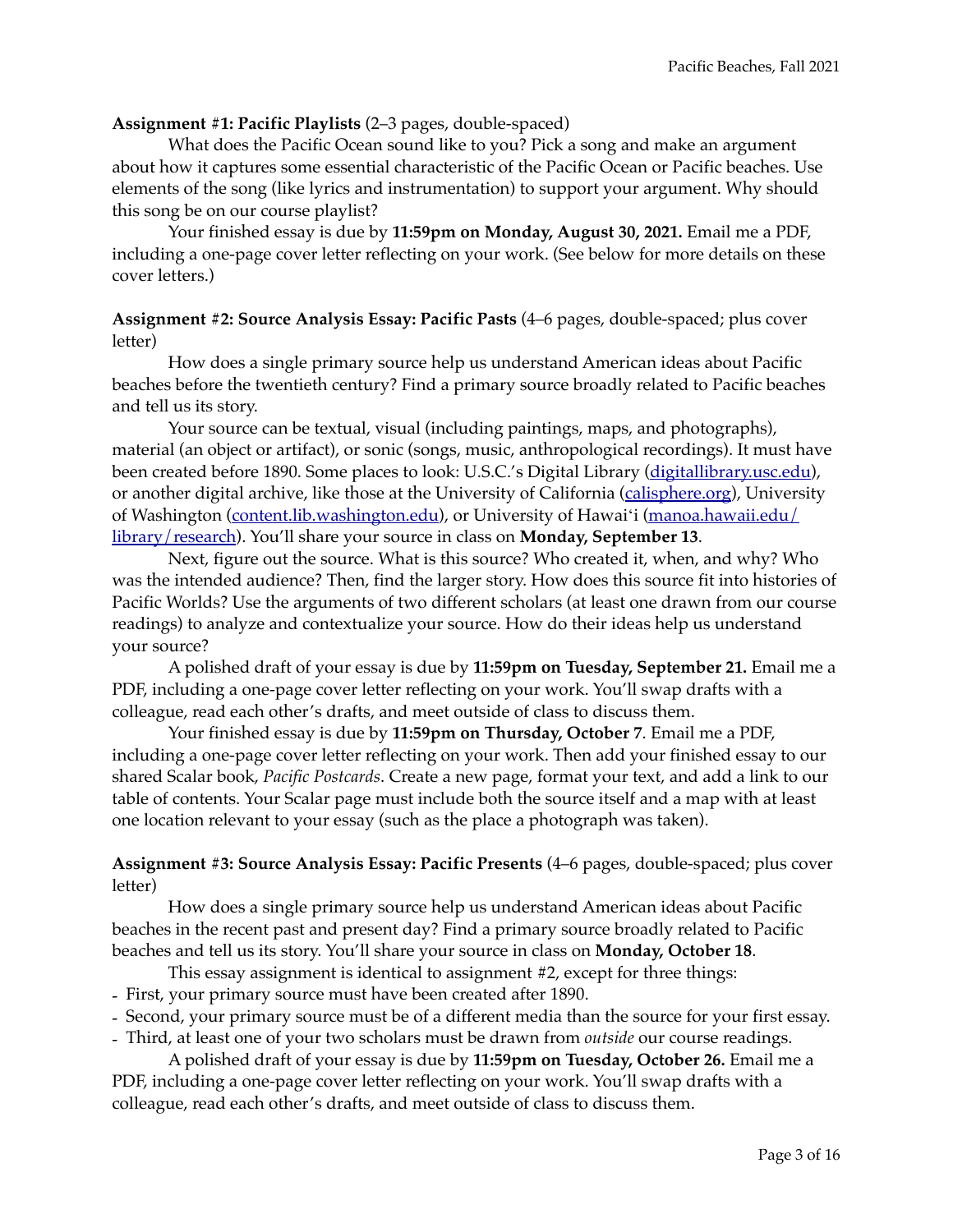**Assignment #1: Pacific Playlists** (2–3 pages, double-spaced)

What does the Pacific Ocean sound like to you? Pick a song and make an argument about how it captures some essential characteristic of the Pacific Ocean or Pacific beaches. Use elements of the song (like lyrics and instrumentation) to support your argument. Why should this song be on our course playlist?

Your finished essay is due by **11:59pm on Monday, August 30, 2021.** Email me a PDF, including a one-page cover letter reflecting on your work. (See below for more details on these cover letters.)

**Assignment #2: Source Analysis Essay: Pacific Pasts** (4–6 pages, double-spaced; plus cover letter)

How does a single primary source help us understand American ideas about Pacific beaches before the twentieth century? Find a primary source broadly related to Pacific beaches and tell us its story.

Your source can be textual, visual (including paintings, maps, and photographs), material (an object or artifact), or sonic (songs, music, anthropological recordings). It must have been created before 1890. Some places to look: U.S.C.'s Digital Library (digitallibrary.usc.edu), or another digital archive, like those at the University of California (calisphere.org), University of Washington (content.lib.washington.edu), or University of Hawaiʻi (manoa.hawaii.edu/library/research). You'll share your source in class on **Monday, September 13**.

Next, figure out the source. What is this source? Who created it, when, and why? Who was the intended audience? Then, find the larger story. How does this source fit into histories of Pacific Worlds? Use the arguments of two different scholars (at least one drawn from our course readings) to analyze and contextualize your source. How do their ideas help us understand your source?

A polished draft of your essay is due by **11:59pm on Tuesday, September 21.** Email me a PDF, including a one-page cover letter reflecting on your work. You'll swap drafts with a colleague, read each other's drafts, and meet outside of class to discuss them.

Your finished essay is due by **11:59pm on Thursday, October 7**. Email me a PDF, including a one-page cover letter reflecting on your work. Then add your finished essay to our shared Scalar book, *Pacific Postcards*. Create a new page, format your text, and add a link to our table of contents. Your Scalar page must include both the source itself and a map with at least one location relevant to your essay (such as the place a photograph was taken).

**Assignment #3: Source Analysis Essay: Pacific Presents** (4–6 pages, double-spaced; plus cover letter)

How does a single primary source help us understand American ideas about Pacific beaches in the recent past and present day? Find a primary source broadly related to Pacific beaches and tell us its story. You'll share your source in class on **Monday, October 18**.

This essay assignment is identical to assignment #2, except for three things:

- First, your primary source must have been created after 1890.
- Second, your primary source must be of a different media than the source for your first essay.
- Third, at least one of your two scholars must be drawn from *outside* our course readings.

A polished draft of your essay is due by **11:59pm on Tuesday, October 26.** Email me a PDF, including a one-page cover letter reflecting on your work. You'll swap drafts with a colleague, read each other's drafts, and meet outside of class to discuss them.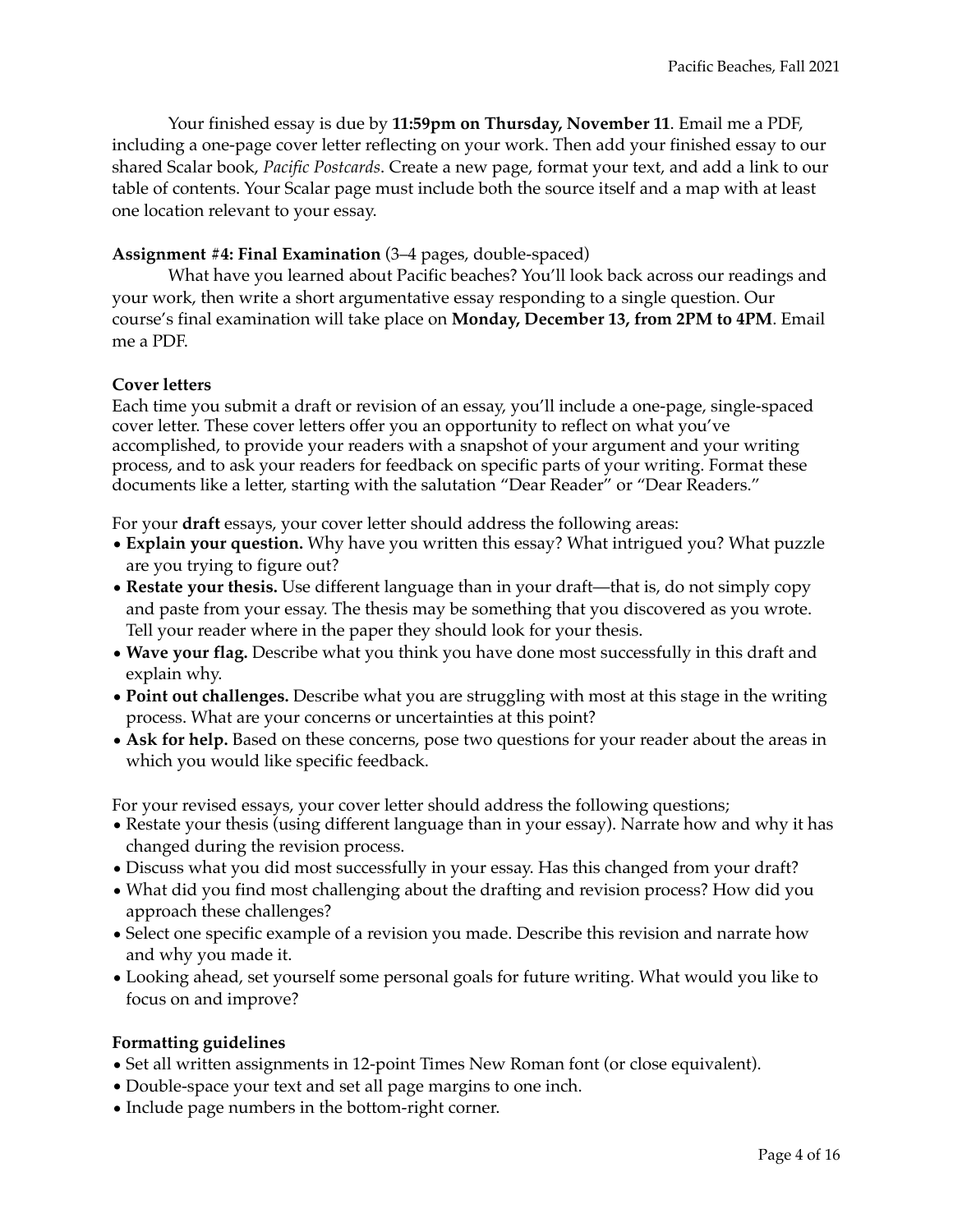Your finished essay is due by **11:59pm on Thursday, November 11**. Email me a PDF, including a one-page cover letter reflecting on your work. Then add your finished essay to our shared Scalar book, *Pacific Postcards*. Create a new page, format your text, and add a link to our table of contents. Your Scalar page must include both the source itself and a map with at least one location relevant to your essay.

**Assignment #4: Final Examination** (3–4 pages, double-spaced)

What have you learned about Pacific beaches? You'll look back across our readings and your work, then write a short argumentative essay responding to a single question. Our course's final examination will take place on **Monday, December 13, from 2PM to 4PM**. Email me a PDF.

**Cover letters**

Each time you submit a draft or revision of an essay, you'll include a one-page, single-spaced cover letter. These cover letters offer you an opportunity to reflect on what you've accomplished, to provide your readers with a snapshot of your argument and your writing process, and to ask your readers for feedback on specific parts of your writing. Format these documents like a letter, starting with the salutation "Dear Reader" or "Dear Readers."

For your **draft** essays, your cover letter should address the following areas:

- **Explain your question.** Why have you written this essay? What intrigued you? What puzzle are you trying to figure out?
- **Restate your thesis.** Use different language than in your draft—that is, do not simply copy and paste from your essay. The thesis may be something that you discovered as you wrote. Tell your reader where in the paper they should look for your thesis.
- **Wave your flag.** Describe what you think you have done most successfully in this draft and explain why.
- **Point out challenges.** Describe what you are struggling with most at this stage in the writing process. What are your concerns or uncertainties at this point?
- **Ask for help.** Based on these concerns, pose two questions for your reader about the areas in which you would like specific feedback.

For your revised essays, your cover letter should address the following questions;

- Restate your thesis (using different language than in your essay). Narrate how and why it has changed during the revision process.
- Discuss what you did most successfully in your essay. Has this changed from your draft?
- What did you find most challenging about the drafting and revision process? How did you approach these challenges?
- Select one specific example of a revision you made. Describe this revision and narrate how and why you made it.
- Looking ahead, set yourself some personal goals for future writing. What would you like to focus on and improve?

**Formatting guidelines**

- Set all written assignments in 12-point Times New Roman font (or close equivalent).
- Double-space your text and set all page margins to one inch.
- Include page numbers in the bottom-right corner.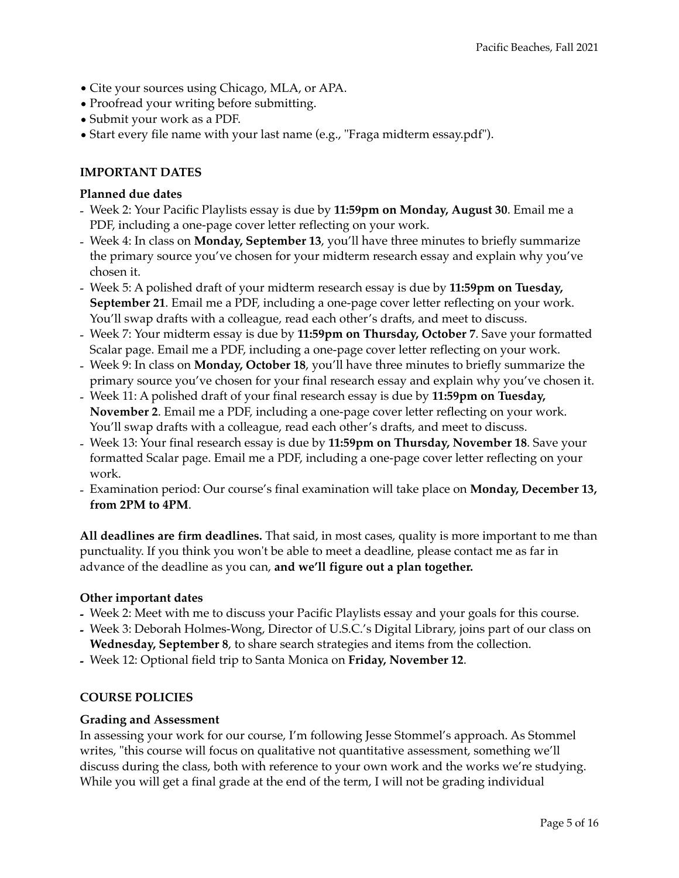- Cite your sources using Chicago, MLA, or APA.
- Proofread your writing before submitting.
- Submit your work as a PDF.
- Start every file name with your last name (e.g., "Fraga midterm essay.pdf").

## IMPORTANT DATES

### Planned due dates

- Week 2: Your Pacific Playlists essay is due by **11:59pm on Monday, August 30**. Email me a PDF, including a one-page cover letter reflecting on your work.
- Week 4: In class on **Monday, September 13**, you'll have three minutes to briefly summarize the primary source you've chosen for your midterm research essay and explain why you've chosen it.
- Week 5: A polished draft of your midterm research essay is due by **11:59pm on Tuesday, September 21**. Email me a PDF, including a one-page cover letter reflecting on your work. You'll swap drafts with a colleague, read each other's drafts, and meet to discuss.
- Week 7: Your midterm essay is due by **11:59pm on Thursday, October 7**. Save your formatted Scalar page. Email me a PDF, including a one-page cover letter reflecting on your work.
- Week 9: In class on **Monday, October 18**, you'll have three minutes to briefly summarize the primary source you've chosen for your final research essay and explain why you've chosen it.
- Week 11: A polished draft of your final research essay is due by **11:59pm on Tuesday, November 2**. Email me a PDF, including a one-page cover letter reflecting on your work. You'll swap drafts with a colleague, read each other's drafts, and meet to discuss.
- Week 13: Your final research essay is due by **11:59pm on Thursday, November 18**. Save your formatted Scalar page. Email me a PDF, including a one-page cover letter reflecting on your work.
- Examination period: Our course's final examination will take place on **Monday, December 13, from 2PM to 4PM**.

**All deadlines are firm deadlines.** That said, in most cases, quality is more important to me than punctuality. If you think you won't be able to meet a deadline, please contact me as far in advance of the deadline as you can, **and we'll figure out a plan together.**

### Other important dates

- Week 2: Meet with me to discuss your Pacific Playlists essay and your goals for this course.
- Week 3: Deborah Holmes-Wong, Director of U.S.C.'s Digital Library, joins part of our class on **Wednesday, September 8**, to share search strategies and items from the collection.
- Week 12: Optional field trip to Santa Monica on **Friday, November 12**.

## COURSE POLICIES

### Grading and Assessment

In assessing your work for our course, I'm following Jesse Stommel's approach. As Stommel writes, "this course will focus on qualitative not quantitative assessment, something we'll discuss during the class, both with reference to your own work and the works we're studying. While you will get a final grade at the end of the term, I will not be grading individual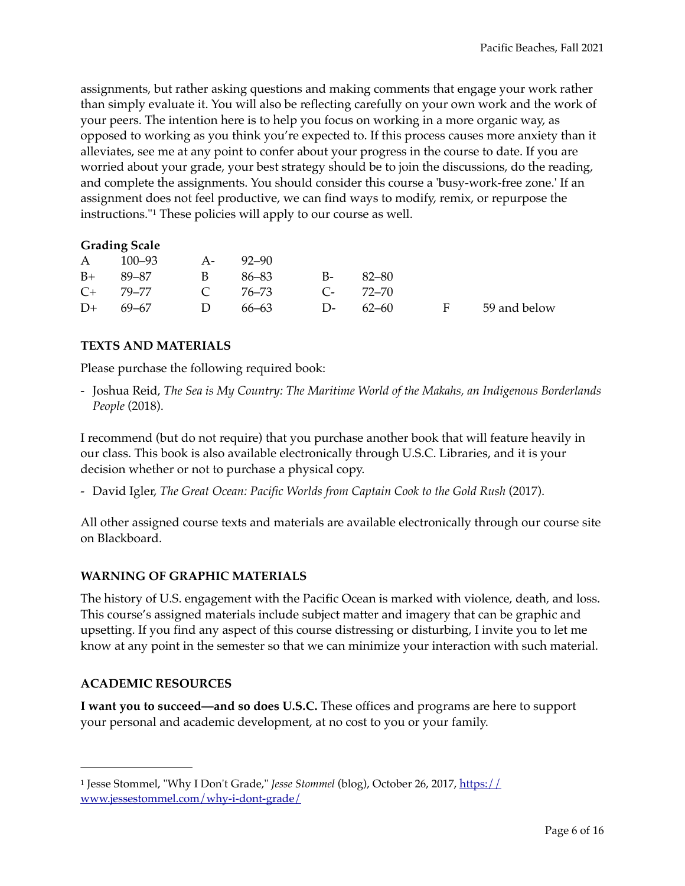assignments, but rather asking questions and making comments that engage your work rather than simply evaluate it. You will also be reflecting carefully on your own work and the work of your peers. The intention here is to help you focus on working in a more organic way, as opposed to working as you think you're expected to. If this process causes more anxiety than it alleviates, see me at any point to confer about your progress in the course to date. If you are worried about your grade, your best strategy should be to join the discussions, do the reading, and complete the assignments. You should consider this course a 'busy-work-free zone.' If an assignment does not feel productive, we can find ways to modify, remix, or repurpose the instructions."[1] These policies will apply to our course as well.

**Grading Scale**

| | | | | | | | |
|---|---|---|---|---|---|---|---|
| A | 100–93 | A- | 92–90 | | | | |
| B+ | 89–87 | B | 86–83 | B- | 82–80 | | |
| C+ | 79–77 | C | 76–73 | C- | 72–70 | | |
| D+ | 69–67 | D | 66–63 | D- | 62–60 | F | 59 and below |

## TEXTS AND MATERIALS

Please purchase the following required book:

- Joshua Reid, *The Sea is My Country: The Maritime World of the Makahs, an Indigenous Borderlands People* (2018).

I recommend (but do not require) that you purchase another book that will feature heavily in our class. This book is also available electronically through U.S.C. Libraries, and it is your decision whether or not to purchase a physical copy.

- David Igler, *The Great Ocean: Pacific Worlds from Captain Cook to the Gold Rush* (2017).

All other assigned course texts and materials are available electronically through our course site on Blackboard.

## WARNING OF GRAPHIC MATERIALS

The history of U.S. engagement with the Pacific Ocean is marked with violence, death, and loss. This course's assigned materials include subject matter and imagery that can be graphic and upsetting. If you find any aspect of this course distressing or disturbing, I invite you to let me know at any point in the semester so that we can minimize your interaction with such material.

## ACADEMIC RESOURCES

**I want you to succeed—and so does U.S.C.** These offices and programs are here to support your personal and academic development, at no cost to you or your family.

---

[1] Jesse Stommel, "Why I Don't Grade," *Jesse Stommel* (blog), October 26, 2017, https://www.jessestommel.com/why-i-dont-grade/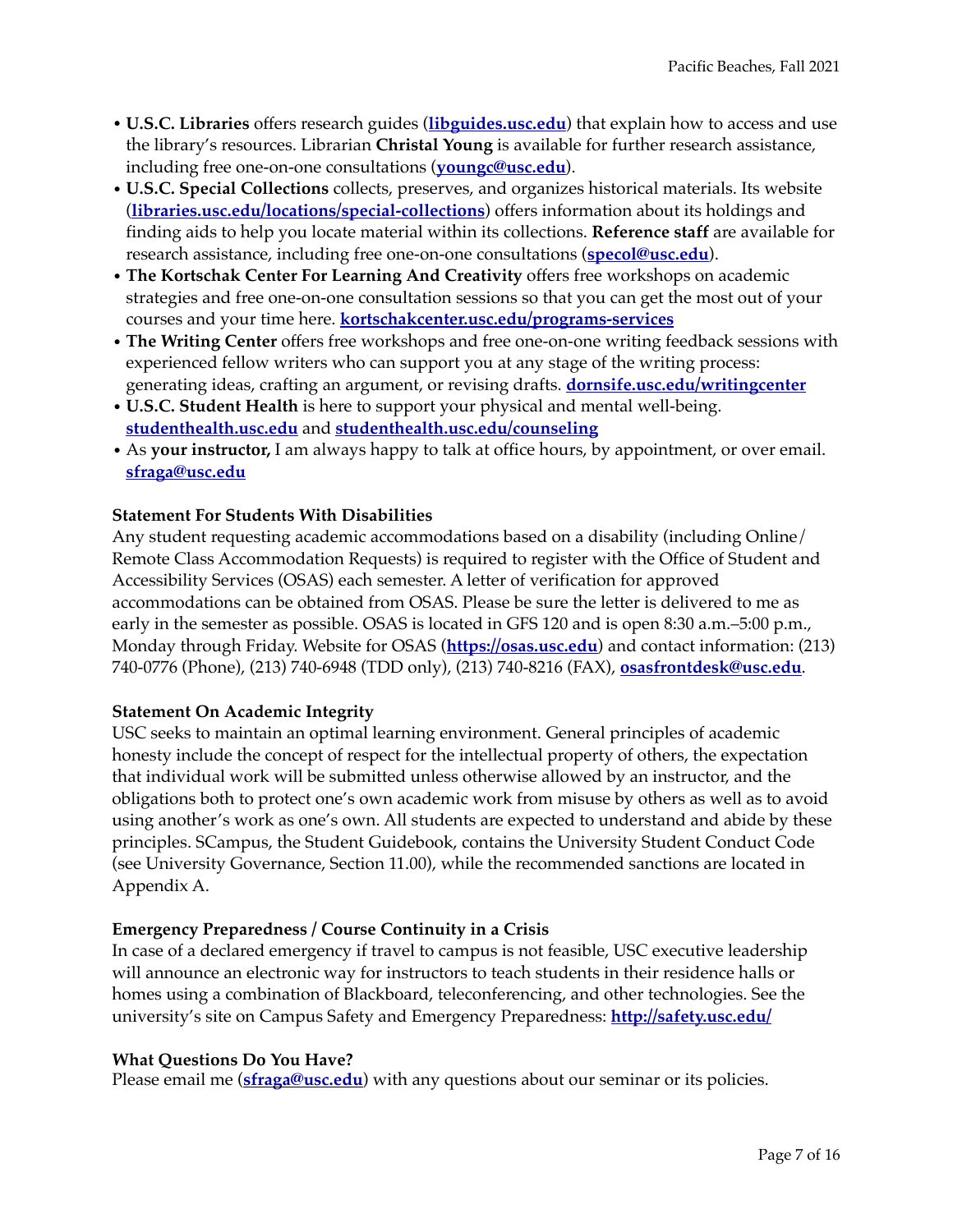- **U.S.C. Libraries** offers research guides (**libguides.usc.edu**) that explain how to access and use the library's resources. Librarian **Christal Young** is available for further research assistance, including free one-on-one consultations (**youngc@usc.edu**).
- **U.S.C. Special Collections** collects, preserves, and organizes historical materials. Its website (**libraries.usc.edu/locations/special-collections**) offers information about its holdings and finding aids to help you locate material within its collections. **Reference staff** are available for research assistance, including free one-on-one consultations (**specol@usc.edu**).
- **The Kortschak Center For Learning And Creativity** offers free workshops on academic strategies and free one-on-one consultation sessions so that you can get the most out of your courses and your time here. **kortschakcenter.usc.edu/programs-services**
- **The Writing Center** offers free workshops and free one-on-one writing feedback sessions with experienced fellow writers who can support you at any stage of the writing process: generating ideas, crafting an argument, or revising drafts. **dornsife.usc.edu/writingcenter**
- **U.S.C. Student Health** is here to support your physical and mental well-being. **studenthealth.usc.edu** and **studenthealth.usc.edu/counseling**
- As **your instructor,** I am always happy to talk at office hours, by appointment, or over email. **sfraga@usc.edu**

**Statement For Students With Disabilities**

Any student requesting academic accommodations based on a disability (including Online/Remote Class Accommodation Requests) is required to register with the Office of Student and Accessibility Services (OSAS) each semester. A letter of verification for approved accommodations can be obtained from OSAS. Please be sure the letter is delivered to me as early in the semester as possible. OSAS is located in GFS 120 and is open 8:30 a.m.–5:00 p.m., Monday through Friday. Website for OSAS (**https://osas.usc.edu**) and contact information: (213) 740-0776 (Phone), (213) 740-6948 (TDD only), (213) 740-8216 (FAX), **osasfrontdesk@usc.edu**.

**Statement On Academic Integrity**

USC seeks to maintain an optimal learning environment. General principles of academic honesty include the concept of respect for the intellectual property of others, the expectation that individual work will be submitted unless otherwise allowed by an instructor, and the obligations both to protect one's own academic work from misuse by others as well as to avoid using another's work as one's own. All students are expected to understand and abide by these principles. SCampus, the Student Guidebook, contains the University Student Conduct Code (see University Governance, Section 11.00), while the recommended sanctions are located in Appendix A.

**Emergency Preparedness / Course Continuity in a Crisis**

In case of a declared emergency if travel to campus is not feasible, USC executive leadership will announce an electronic way for instructors to teach students in their residence halls or homes using a combination of Blackboard, teleconferencing, and other technologies. See the university's site on Campus Safety and Emergency Preparedness: **http://safety.usc.edu/**

**What Questions Do You Have?**

Please email me (**sfraga@usc.edu**) with any questions about our seminar or its policies.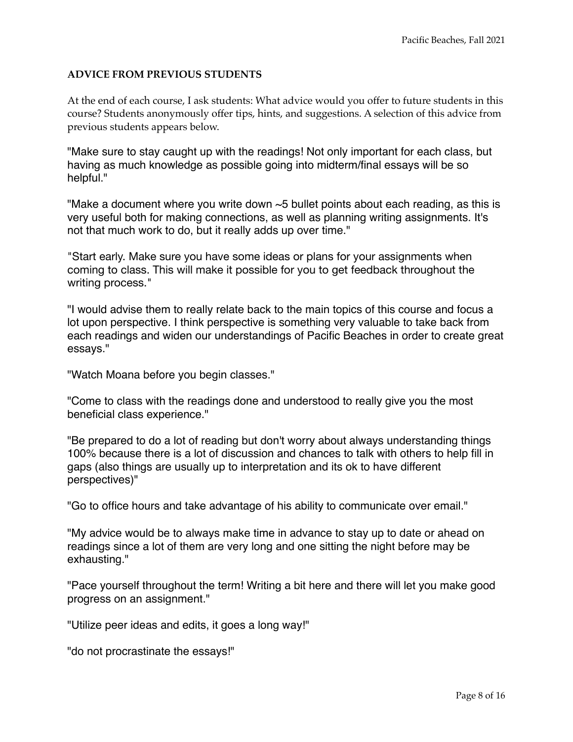## ADVICE FROM PREVIOUS STUDENTS

At the end of each course, I ask students: What advice would you offer to future students in this course? Students anonymously offer tips, hints, and suggestions. A selection of this advice from previous students appears below.

"Make sure to stay caught up with the readings! Not only important for each class, but having as much knowledge as possible going into midterm/final essays will be so helpful."

"Make a document where you write down ~5 bullet points about each reading, as this is very useful both for making connections, as well as planning writing assignments. It's not that much work to do, but it really adds up over time."

"Start early. Make sure you have some ideas or plans for your assignments when coming to class. This will make it possible for you to get feedback throughout the writing process."

"I would advise them to really relate back to the main topics of this course and focus a lot upon perspective. I think perspective is something very valuable to take back from each readings and widen our understandings of Pacific Beaches in order to create great essays."

"Watch Moana before you begin classes."

"Come to class with the readings done and understood to really give you the most beneficial class experience."

"Be prepared to do a lot of reading but don't worry about always understanding things 100% because there is a lot of discussion and chances to talk with others to help fill in gaps (also things are usually up to interpretation and its ok to have different perspectives)"

"Go to office hours and take advantage of his ability to communicate over email."

"My advice would be to always make time in advance to stay up to date or ahead on readings since a lot of them are very long and one sitting the night before may be exhausting."

"Pace yourself throughout the term! Writing a bit here and there will let you make good progress on an assignment."

"Utilize peer ideas and edits, it goes a long way!"

"do not procrastinate the essays!"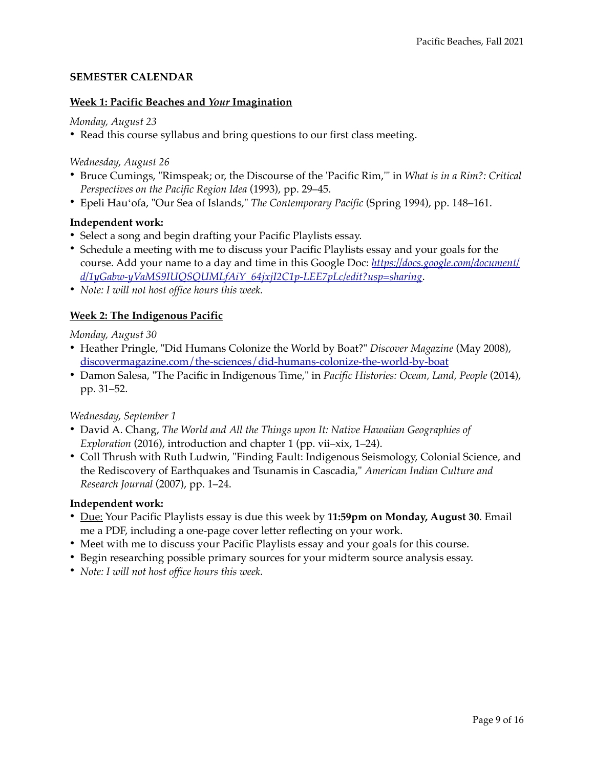## SEMESTER CALENDAR

### Week 1: Pacific Beaches and *Your* Imagination

*Monday, August 23*

- Read this course syllabus and bring questions to our first class meeting.

*Wednesday, August 26*

- Bruce Cumings, "Rimspeak; or, the Discourse of the 'Pacific Rim,'" in *What is in a Rim?: Critical Perspectives on the Pacific Region Idea* (1993), pp. 29–45.
- Epeli Hauʻofa, "Our Sea of Islands," *The Contemporary Pacific* (Spring 1994), pp. 148–161.

**Independent work:**

- Select a song and begin drafting your Pacific Playlists essay.
- Schedule a meeting with me to discuss your Pacific Playlists essay and your goals for the course. Add your name to a day and time in this Google Doc: *https://docs.google.com/document/d/1yGabw-yVaMS9IUQSQUMLfAiY_64jxjI2C1p-LEE7pLc/edit?usp=sharing*.
- *Note: I will not host office hours this week.*

### Week 2: The Indigenous Pacific

*Monday, August 30*

- Heather Pringle, "Did Humans Colonize the World by Boat?" *Discover Magazine* (May 2008), discovermagazine.com/the-sciences/did-humans-colonize-the-world-by-boat
- Damon Salesa, "The Pacific in Indigenous Time," in *Pacific Histories: Ocean, Land, People* (2014), pp. 31–52.

*Wednesday, September 1*

- David A. Chang, *The World and All the Things upon It: Native Hawaiian Geographies of Exploration* (2016), introduction and chapter 1 (pp. vii–xix, 1–24).
- Coll Thrush with Ruth Ludwin, "Finding Fault: Indigenous Seismology, Colonial Science, and the Rediscovery of Earthquakes and Tsunamis in Cascadia," *American Indian Culture and Research Journal* (2007), pp. 1–24.

**Independent work:**

- Due: Your Pacific Playlists essay is due this week by **11:59pm on Monday, August 30**. Email me a PDF, including a one-page cover letter reflecting on your work.
- Meet with me to discuss your Pacific Playlists essay and your goals for this course.
- Begin researching possible primary sources for your midterm source analysis essay.
- *Note: I will not host office hours this week.*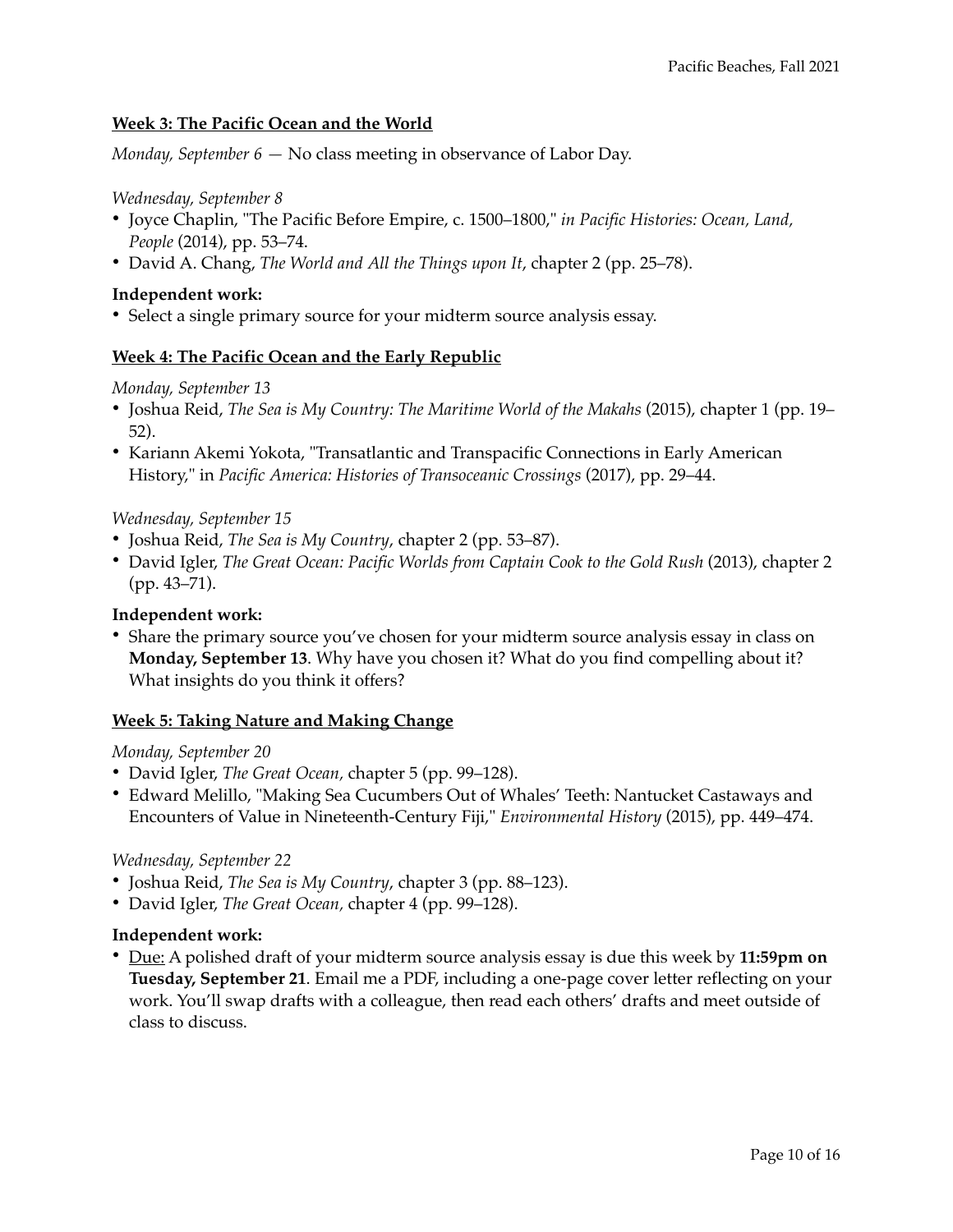## Week 3: The Pacific Ocean and the World

*Monday, September 6* — No class meeting in observance of Labor Day.

*Wednesday, September 8*

- Joyce Chaplin, "The Pacific Before Empire, c. 1500–1800," *in Pacific Histories: Ocean, Land, People* (2014), pp. 53–74.
- David A. Chang, *The World and All the Things upon It*, chapter 2 (pp. 25–78).

**Independent work:**

- Select a single primary source for your midterm source analysis essay.

## Week 4: The Pacific Ocean and the Early Republic

*Monday, September 13*

- Joshua Reid, *The Sea is My Country: The Maritime World of the Makahs* (2015), chapter 1 (pp. 19–52).
- Kariann Akemi Yokota, "Transatlantic and Transpacific Connections in Early American History," in *Pacific America: Histories of Transoceanic Crossings* (2017), pp. 29–44.

*Wednesday, September 15*

- Joshua Reid, *The Sea is My Country*, chapter 2 (pp. 53–87).
- David Igler, *The Great Ocean: Pacific Worlds from Captain Cook to the Gold Rush* (2013), chapter 2 (pp. 43–71).

**Independent work:**

- Share the primary source you've chosen for your midterm source analysis essay in class on **Monday, September 13**. Why have you chosen it? What do you find compelling about it? What insights do you think it offers?

## Week 5: Taking Nature and Making Change

*Monday, September 20*

- David Igler, *The Great Ocean,* chapter 5 (pp. 99–128).
- Edward Melillo, "Making Sea Cucumbers Out of Whales' Teeth: Nantucket Castaways and Encounters of Value in Nineteenth-Century Fiji," *Environmental History* (2015), pp. 449–474.

*Wednesday, September 22*

- Joshua Reid, *The Sea is My Country*, chapter 3 (pp. 88–123).
- David Igler, *The Great Ocean,* chapter 4 (pp. 99–128).

**Independent work:**

- <u>Due:</u> A polished draft of your midterm source analysis essay is due this week by **11:59pm on Tuesday, September 21**. Email me a PDF, including a one-page cover letter reflecting on your work. You'll swap drafts with a colleague, then read each others' drafts and meet outside of class to discuss.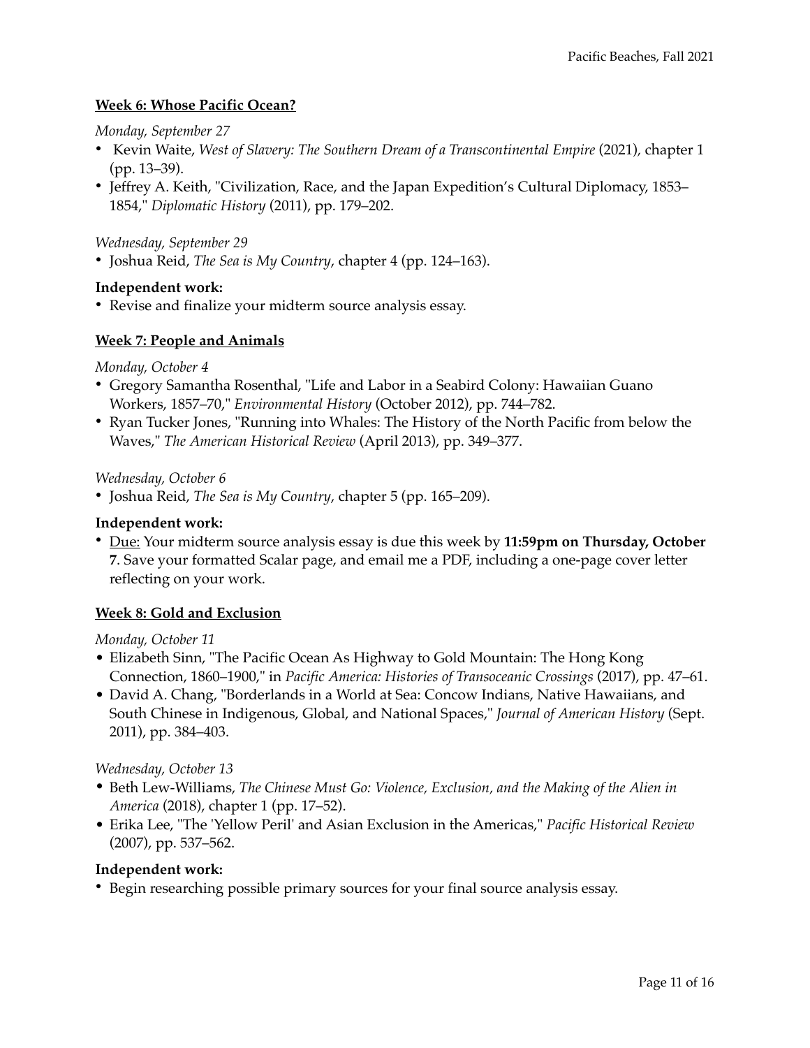**Week 6: Whose Pacific Ocean?**

*Monday, September 27*

- Kevin Waite, *West of Slavery: The Southern Dream of a Transcontinental Empire* (2021), chapter 1 (pp. 13–39).
- Jeffrey A. Keith, "Civilization, Race, and the Japan Expedition's Cultural Diplomacy, 1853–1854," *Diplomatic History* (2011), pp. 179–202.

*Wednesday, September 29*

- Joshua Reid, *The Sea is My Country*, chapter 4 (pp. 124–163).

**Independent work:**

- Revise and finalize your midterm source analysis essay.

**Week 7: People and Animals**

*Monday, October 4*

- Gregory Samantha Rosenthal, "Life and Labor in a Seabird Colony: Hawaiian Guano Workers, 1857–70," *Environmental History* (October 2012), pp. 744–782.
- Ryan Tucker Jones, "Running into Whales: The History of the North Pacific from below the Waves," *The American Historical Review* (April 2013), pp. 349–377.

*Wednesday, October 6*

- Joshua Reid, *The Sea is My Country*, chapter 5 (pp. 165–209).

**Independent work:**

- Due: Your midterm source analysis essay is due this week by **11:59pm on Thursday, October 7**. Save your formatted Scalar page, and email me a PDF, including a one-page cover letter reflecting on your work.

**Week 8: Gold and Exclusion**

*Monday, October 11*

- Elizabeth Sinn, "The Pacific Ocean As Highway to Gold Mountain: The Hong Kong Connection, 1860–1900," in *Pacific America: Histories of Transoceanic Crossings* (2017), pp. 47–61.
- David A. Chang, "Borderlands in a World at Sea: Concow Indians, Native Hawaiians, and South Chinese in Indigenous, Global, and National Spaces," *Journal of American History* (Sept. 2011), pp. 384–403.

*Wednesday, October 13*

- Beth Lew-Williams, *The Chinese Must Go: Violence, Exclusion, and the Making of the Alien in America* (2018), chapter 1 (pp. 17–52).
- Erika Lee, "The 'Yellow Peril' and Asian Exclusion in the Americas," *Pacific Historical Review* (2007), pp. 537–562.

**Independent work:**

- Begin researching possible primary sources for your final source analysis essay.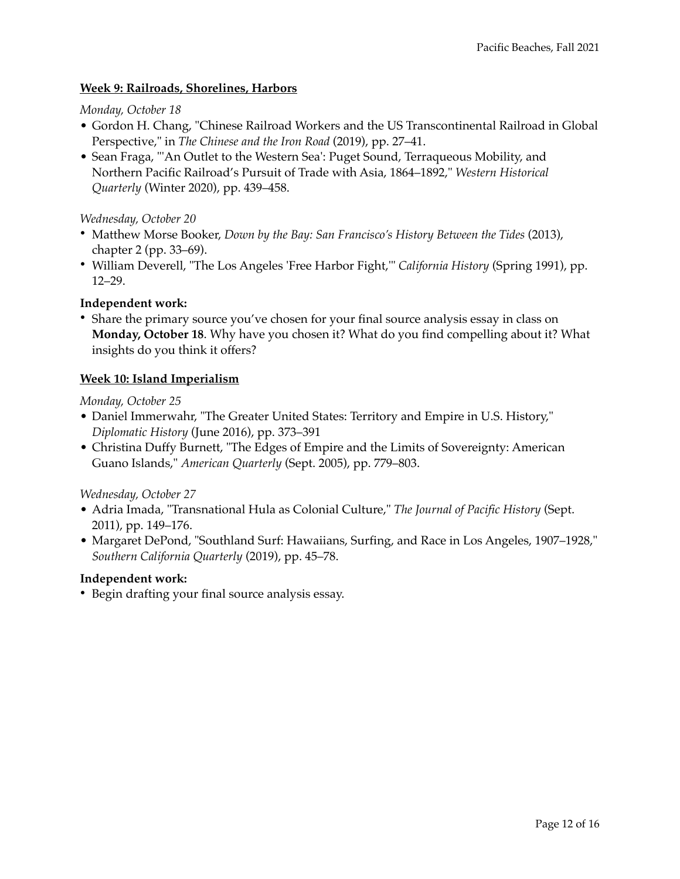## Week 9: Railroads, Shorelines, Harbors

*Monday, October 18*

- Gordon H. Chang, "Chinese Railroad Workers and the US Transcontinental Railroad in Global Perspective," in *The Chinese and the Iron Road* (2019), pp. 27–41.
- Sean Fraga, "'An Outlet to the Western Sea': Puget Sound, Terraqueous Mobility, and Northern Pacific Railroad's Pursuit of Trade with Asia, 1864–1892," *Western Historical Quarterly* (Winter 2020), pp. 439–458.

*Wednesday, October 20*

- Matthew Morse Booker, *Down by the Bay: San Francisco's History Between the Tides* (2013), chapter 2 (pp. 33–69).
- William Deverell, "The Los Angeles 'Free Harbor Fight,'" *California History* (Spring 1991), pp. 12–29.

**Independent work:**

- Share the primary source you've chosen for your final source analysis essay in class on **Monday, October 18**. Why have you chosen it? What do you find compelling about it? What insights do you think it offers?

## Week 10: Island Imperialism

*Monday, October 25*

- Daniel Immerwahr, "The Greater United States: Territory and Empire in U.S. History," *Diplomatic History* (June 2016), pp. 373–391
- Christina Duffy Burnett, "The Edges of Empire and the Limits of Sovereignty: American Guano Islands," *American Quarterly* (Sept. 2005), pp. 779–803.

*Wednesday, October 27*

- Adria Imada, "Transnational Hula as Colonial Culture," *The Journal of Pacific History* (Sept. 2011), pp. 149–176.
- Margaret DePond, "Southland Surf: Hawaiians, Surfing, and Race in Los Angeles, 1907–1928," *Southern California Quarterly* (2019), pp. 45–78.

**Independent work:**

- Begin drafting your final source analysis essay.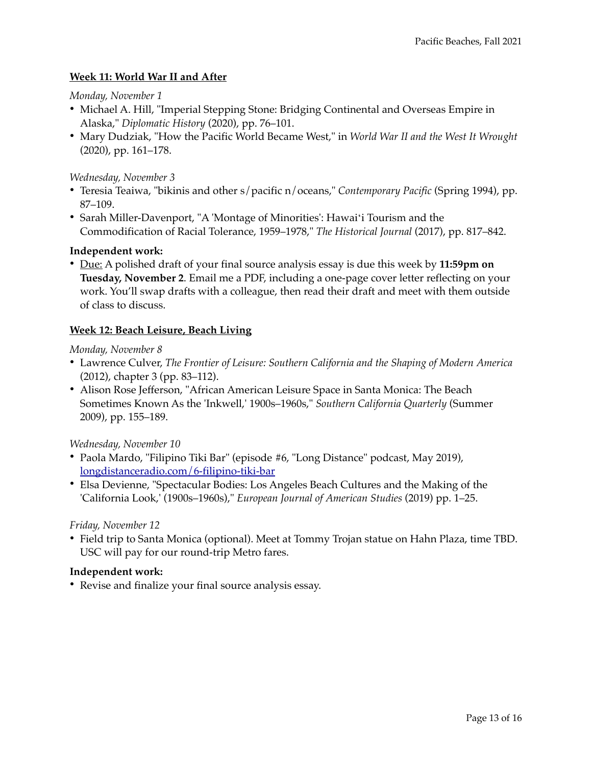## Week 11: World War II and After

*Monday, November 1*

- Michael A. Hill, "Imperial Stepping Stone: Bridging Continental and Overseas Empire in Alaska," *Diplomatic History* (2020), pp. 76–101.
- Mary Dudziak, "How the Pacific World Became West," in *World War II and the West It Wrought* (2020), pp. 161–178.

*Wednesday, November 3*

- Teresia Teaiwa, "bikinis and other s/pacific n/oceans," *Contemporary Pacific* (Spring 1994), pp. 87–109.
- Sarah Miller-Davenport, "A 'Montage of Minorities': Hawai'i Tourism and the Commodification of Racial Tolerance, 1959–1978," *The Historical Journal* (2017), pp. 817–842.

**Independent work:**

- Due: A polished draft of your final source analysis essay is due this week by **11:59pm on Tuesday, November 2**. Email me a PDF, including a one-page cover letter reflecting on your work. You'll swap drafts with a colleague, then read their draft and meet with them outside of class to discuss.

## Week 12: Beach Leisure, Beach Living

*Monday, November 8*

- Lawrence Culver, *The Frontier of Leisure: Southern California and the Shaping of Modern America* (2012), chapter 3 (pp. 83–112).
- Alison Rose Jefferson, "African American Leisure Space in Santa Monica: The Beach Sometimes Known As the 'Inkwell,' 1900s–1960s," *Southern California Quarterly* (Summer 2009), pp. 155–189.

*Wednesday, November 10*

- Paola Mardo, "Filipino Tiki Bar" (episode #6, "Long Distance" podcast, May 2019), [longdistanceradio.com/6-filipino-tiki-bar](longdistanceradio.com/6-filipino-tiki-bar)
- Elsa Devienne, "Spectacular Bodies: Los Angeles Beach Cultures and the Making of the 'California Look,' (1900s–1960s)," *European Journal of American Studies* (2019) pp. 1–25.

*Friday, November 12*

- Field trip to Santa Monica (optional). Meet at Tommy Trojan statue on Hahn Plaza, time TBD. USC will pay for our round-trip Metro fares.

**Independent work:**

- Revise and finalize your final source analysis essay.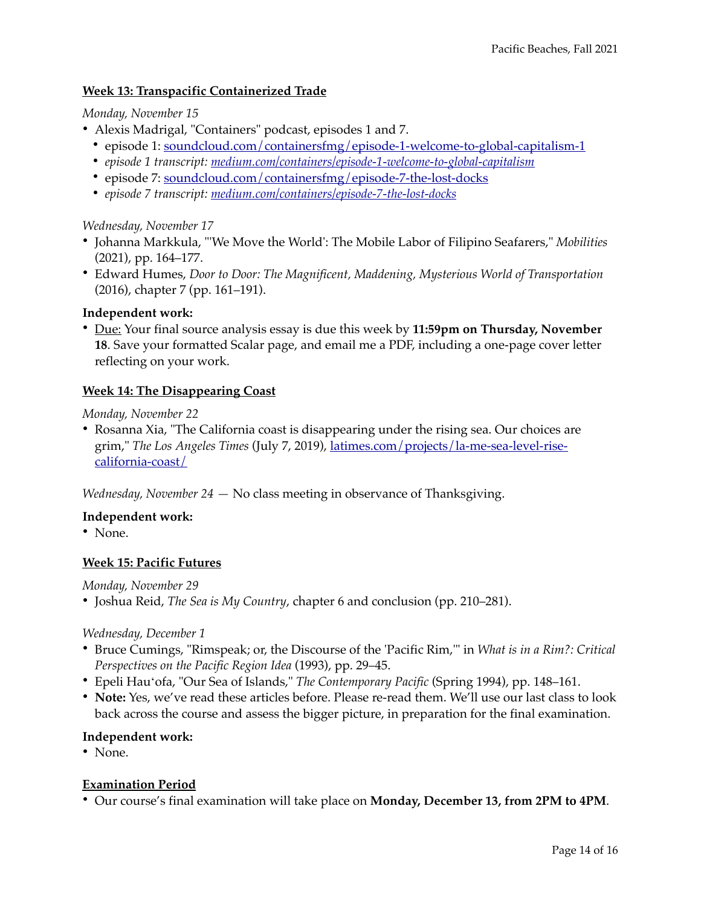### Week 13: Transpacific Containerized Trade

*Monday, November 15*

- Alexis Madrigal, "Containers" podcast, episodes 1 and 7.
  - episode 1: [soundcloud.com/containersfmg/episode-1-welcome-to-global-capitalism-1](soundcloud.com/containersfmg/episode-1-welcome-to-global-capitalism-1)
  - *episode 1 transcript: [medium.com/containers/episode-1-welcome-to-global-capitalism](medium.com/containers/episode-1-welcome-to-global-capitalism)*
  - episode 7: [soundcloud.com/containersfmg/episode-7-the-lost-docks](soundcloud.com/containersfmg/episode-7-the-lost-docks)
  - *episode 7 transcript: [medium.com/containers/episode-7-the-lost-docks](medium.com/containers/episode-7-the-lost-docks)*

*Wednesday, November 17*

- Johanna Markkula, "'We Move the World': The Mobile Labor of Filipino Seafarers," *Mobilities* (2021), pp. 164–177.
- Edward Humes, *Door to Door: The Magnificent, Maddening, Mysterious World of Transportation* (2016), chapter 7 (pp. 161–191).

**Independent work:**

- Due: Your final source analysis essay is due this week by **11:59pm on Thursday, November 18**. Save your formatted Scalar page, and email me a PDF, including a one-page cover letter reflecting on your work.

### Week 14: The Disappearing Coast

*Monday, November 22*

- Rosanna Xia, "The California coast is disappearing under the rising sea. Our choices are grim," *The Los Angeles Times* (July 7, 2019), [latimes.com/projects/la-me-sea-level-rise-california-coast/](latimes.com/projects/la-me-sea-level-rise-california-coast/)

*Wednesday, November 24* — No class meeting in observance of Thanksgiving.

**Independent work:**

- None.

### Week 15: Pacific Futures

*Monday, November 29*

- Joshua Reid, *The Sea is My Country*, chapter 6 and conclusion (pp. 210–281).

*Wednesday, December 1*

- Bruce Cumings, "Rimspeak; or, the Discourse of the 'Pacific Rim,'" in *What is in a Rim?: Critical Perspectives on the Pacific Region Idea* (1993), pp. 29–45.
- Epeli Hauʻofa, "Our Sea of Islands," *The Contemporary Pacific* (Spring 1994), pp. 148–161.
- **Note:** Yes, we've read these articles before. Please re-read them. We'll use our last class to look back across the course and assess the bigger picture, in preparation for the final examination.

**Independent work:**

- None.

### Examination Period

- Our course's final examination will take place on **Monday, December 13, from 2PM to 4PM**.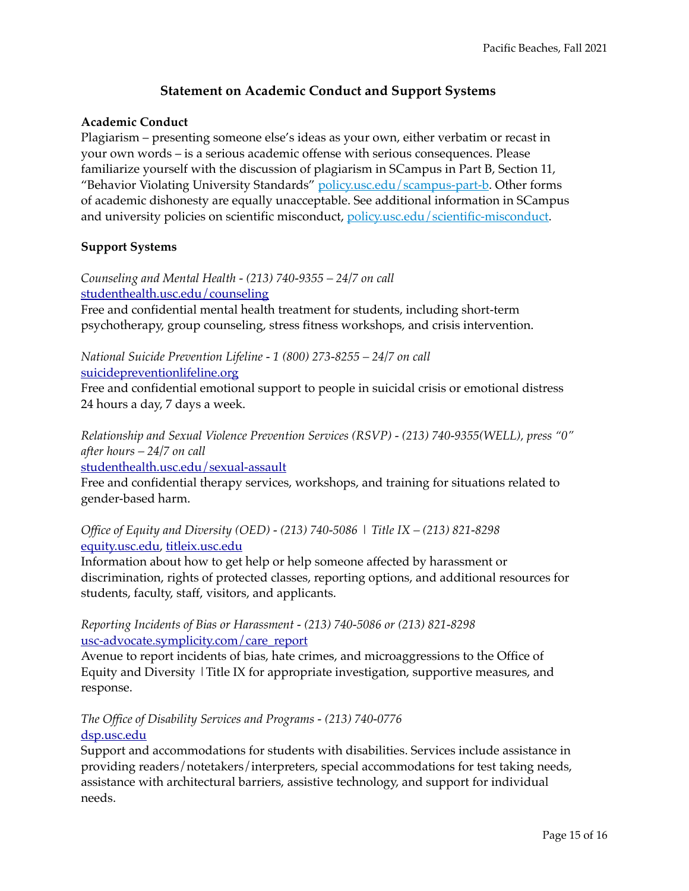## Statement on Academic Conduct and Support Systems

**Academic Conduct**

Plagiarism – presenting someone else's ideas as your own, either verbatim or recast in your own words – is a serious academic offense with serious consequences. Please familiarize yourself with the discussion of plagiarism in SCampus in Part B, Section 11, "Behavior Violating University Standards" [policy.usc.edu/scampus-part-b](policy.usc.edu/scampus-part-b). Other forms of academic dishonesty are equally unacceptable. See additional information in SCampus and university policies on scientific misconduct, [policy.usc.edu/scientific-misconduct](policy.usc.edu/scientific-misconduct).

**Support Systems**

*Counseling and Mental Health - (213) 740-9355 – 24/7 on call*
[studenthealth.usc.edu/counseling](studenthealth.usc.edu/counseling)
Free and confidential mental health treatment for students, including short-term psychotherapy, group counseling, stress fitness workshops, and crisis intervention.

*National Suicide Prevention Lifeline - 1 (800) 273-8255 – 24/7 on call*
[suicidepreventionlifeline.org](suicidepreventionlifeline.org)
Free and confidential emotional support to people in suicidal crisis or emotional distress 24 hours a day, 7 days a week.

*Relationship and Sexual Violence Prevention Services (RSVP) - (213) 740-9355(WELL), press "0" after hours – 24/7 on call*
[studenthealth.usc.edu/sexual-assault](studenthealth.usc.edu/sexual-assault)
Free and confidential therapy services, workshops, and training for situations related to gender-based harm.

*Office of Equity and Diversity (OED) - (213) 740-5086 | Title IX – (213) 821-8298*
[equity.usc.edu](equity.usc.edu), [titleix.usc.edu](titleix.usc.edu)
Information about how to get help or help someone affected by harassment or discrimination, rights of protected classes, reporting options, and additional resources for students, faculty, staff, visitors, and applicants.

*Reporting Incidents of Bias or Harassment - (213) 740-5086 or (213) 821-8298*
[usc-advocate.symplicity.com/care_report](usc-advocate.symplicity.com/care_report)
Avenue to report incidents of bias, hate crimes, and microaggressions to the Office of Equity and Diversity |Title IX for appropriate investigation, supportive measures, and response.

*The Office of Disability Services and Programs - (213) 740-0776*
[dsp.usc.edu](dsp.usc.edu)
Support and accommodations for students with disabilities. Services include assistance in providing readers/notetakers/interpreters, special accommodations for test taking needs, assistance with architectural barriers, assistive technology, and support for individual needs.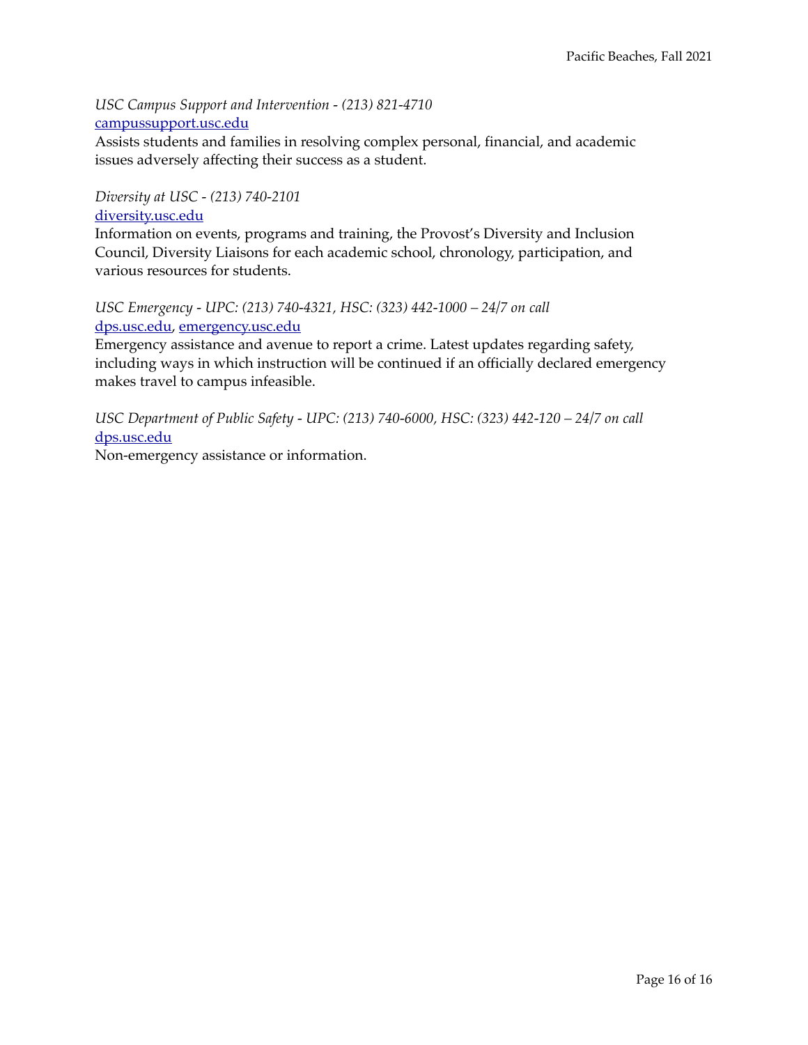*USC Campus Support and Intervention - (213) 821-4710*
campussupport.usc.edu
Assists students and families in resolving complex personal, financial, and academic issues adversely affecting their success as a student.

*Diversity at USC - (213) 740-2101*
diversity.usc.edu
Information on events, programs and training, the Provost's Diversity and Inclusion Council, Diversity Liaisons for each academic school, chronology, participation, and various resources for students.

*USC Emergency - UPC: (213) 740-4321, HSC: (323) 442-1000 – 24/7 on call*
dps.usc.edu, emergency.usc.edu
Emergency assistance and avenue to report a crime. Latest updates regarding safety, including ways in which instruction will be continued if an officially declared emergency makes travel to campus infeasible.

*USC Department of Public Safety - UPC: (213) 740-6000, HSC: (323) 442-120 – 24/7 on call*
dps.usc.edu
Non-emergency assistance or information.